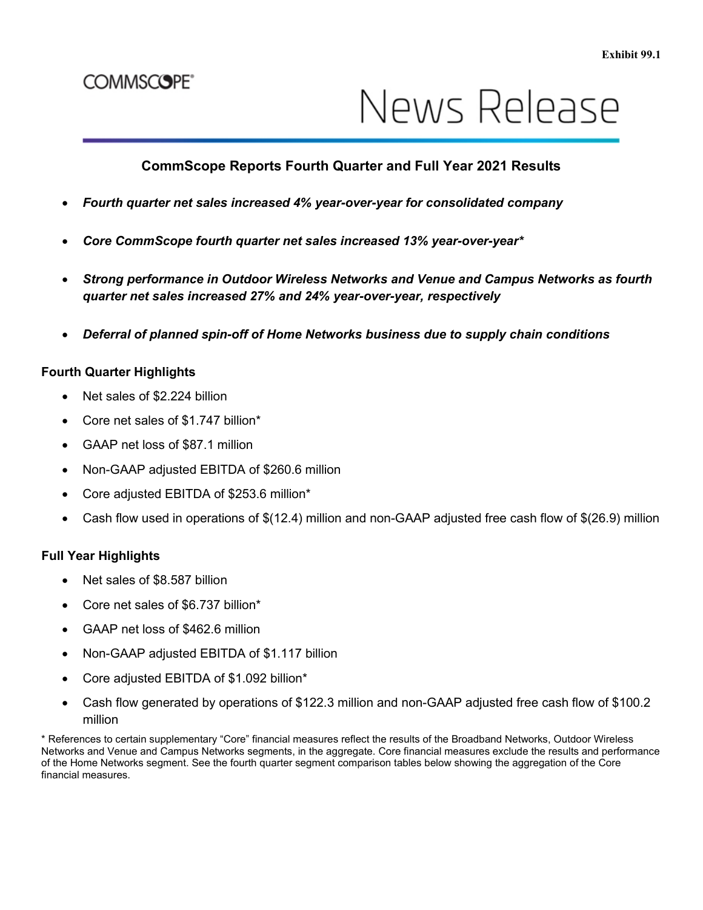Exhibit 99.1

COMMSCOPE®

News Release

## CommScope Reports Fourth Quarter and Full Year 2021 Results

- ***Fourth quarter net sales increased 4% year-over-year for consolidated company***
- ***Core CommScope fourth quarter net sales increased 13% year-over-year****
- ***Strong performance in Outdoor Wireless Networks and Venue and Campus Networks as fourth quarter net sales increased 27% and 24% year-over-year, respectively***
- ***Deferral of planned spin-off of Home Networks business due to supply chain conditions***

### Fourth Quarter Highlights

- Net sales of $2.224 billion
- Core net sales of $1.747 billion*
- GAAP net loss of $87.1 million
- Non-GAAP adjusted EBITDA of $260.6 million
- Core adjusted EBITDA of $253.6 million*
- Cash flow used in operations of $(12.4) million and non-GAAP adjusted free cash flow of $(26.9) million

### Full Year Highlights

- Net sales of $8.587 billion
- Core net sales of $6.737 billion*
- GAAP net loss of $462.6 million
- Non-GAAP adjusted EBITDA of $1.117 billion
- Core adjusted EBITDA of $1.092 billion*
- Cash flow generated by operations of $122.3 million and non-GAAP adjusted free cash flow of $100.2 million

* References to certain supplementary "Core" financial measures reflect the results of the Broadband Networks, Outdoor Wireless Networks and Venue and Campus Networks segments, in the aggregate. Core financial measures exclude the results and performance of the Home Networks segment. See the fourth quarter segment comparison tables below showing the aggregation of the Core financial measures.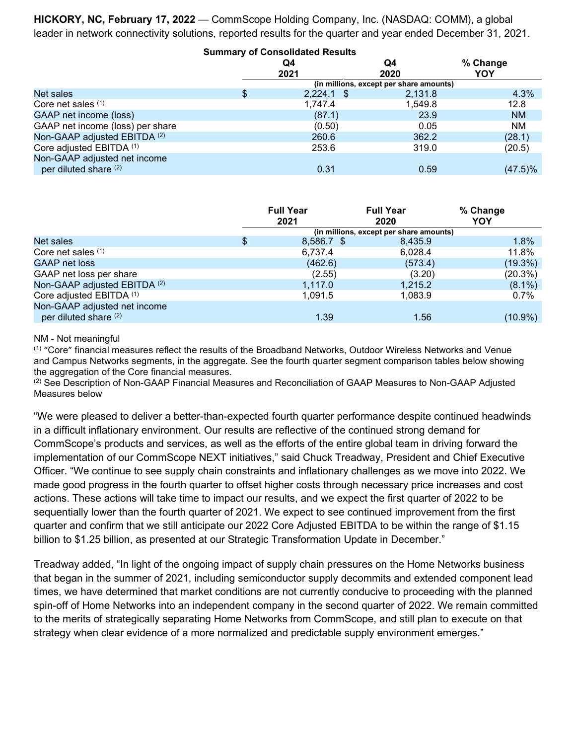**HICKORY, NC, February 17, 2022** — CommScope Holding Company, Inc. (NASDAQ: COMM), a global leader in network connectivity solutions, reported results for the quarter and year ended December 31, 2021.

**Summary of Consolidated Results**

| | Q4 2021 | Q4 2020 | % Change YOY |
|---|---|---|---|
| | (in millions, except per share amounts) | | |
| Net sales | $ 2,224.1 | $ 2,131.8 | 4.3% |
| Core net sales [(1)] | 1,747.4 | 1,549.8 | 12.8 |
| GAAP net income (loss) | (87.1) | 23.9 | NM |
| GAAP net income (loss) per share | (0.50) | 0.05 | NM |
| Non-GAAP adjusted EBITDA [(2)] | 260.6 | 362.2 | (28.1) |
| Core adjusted EBITDA [(1)] | 253.6 | 319.0 | (20.5) |
| Non-GAAP adjusted net income per diluted share [(2)] | 0.31 | 0.59 | (47.5)% |

| | Full Year 2021 | Full Year 2020 | % Change YOY |
|---|---|---|---|
| | (in millions, except per share amounts) | | |
| Net sales | $ 8,586.7 | $ 8,435.9 | 1.8% |
| Core net sales [(1)] | 6,737.4 | 6,028.4 | 11.8% |
| GAAP net loss | (462.6) | (573.4) | (19.3%) |
| GAAP net loss per share | (2.55) | (3.20) | (20.3%) |
| Non-GAAP adjusted EBITDA [(2)] | 1,117.0 | 1,215.2 | (8.1%) |
| Core adjusted EBITDA [(1)] | 1,091.5 | 1,083.9 | 0.7% |
| Non-GAAP adjusted net income per diluted share [(2)] | 1.39 | 1.56 | (10.9%) |

NM - Not meaningful

[(1)] "Core" financial measures reflect the results of the Broadband Networks, Outdoor Wireless Networks and Venue and Campus Networks segments, in the aggregate. See the fourth quarter segment comparison tables below showing the aggregation of the Core financial measures.

[(2)] See Description of Non-GAAP Financial Measures and Reconciliation of GAAP Measures to Non-GAAP Adjusted Measures below

"We were pleased to deliver a better-than-expected fourth quarter performance despite continued headwinds in a difficult inflationary environment. Our results are reflective of the continued strong demand for CommScope's products and services, as well as the efforts of the entire global team in driving forward the implementation of our CommScope NEXT initiatives," said Chuck Treadway, President and Chief Executive Officer. "We continue to see supply chain constraints and inflationary challenges as we move into 2022. We made good progress in the fourth quarter to offset higher costs through necessary price increases and cost actions. These actions will take time to impact our results, and we expect the first quarter of 2022 to be sequentially lower than the fourth quarter of 2021. We expect to see continued improvement from the first quarter and confirm that we still anticipate our 2022 Core Adjusted EBITDA to be within the range of $1.15 billion to $1.25 billion, as presented at our Strategic Transformation Update in December."

Treadway added, "In light of the ongoing impact of supply chain pressures on the Home Networks business that began in the summer of 2021, including semiconductor supply decommits and extended component lead times, we have determined that market conditions are not currently conducive to proceeding with the planned spin-off of Home Networks into an independent company in the second quarter of 2022. We remain committed to the merits of strategically separating Home Networks from CommScope, and still plan to execute on that strategy when clear evidence of a more normalized and predictable supply environment emerges."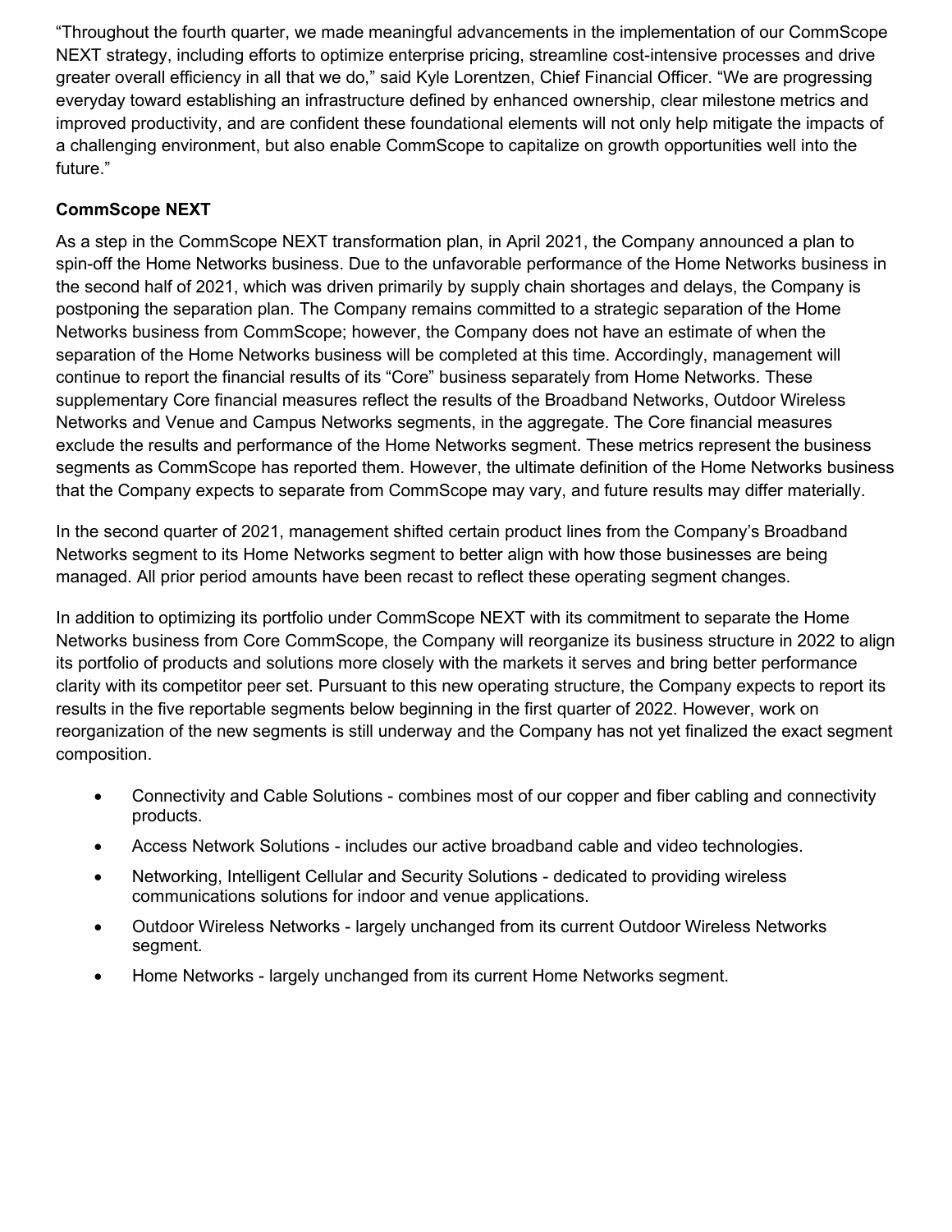"Throughout the fourth quarter, we made meaningful advancements in the implementation of our CommScope NEXT strategy, including efforts to optimize enterprise pricing, streamline cost-intensive processes and drive greater overall efficiency in all that we do," said Kyle Lorentzen, Chief Financial Officer. "We are progressing everyday toward establishing an infrastructure defined by enhanced ownership, clear milestone metrics and improved productivity, and are confident these foundational elements will not only help mitigate the impacts of a challenging environment, but also enable CommScope to capitalize on growth opportunities well into the future."

**CommScope NEXT**

As a step in the CommScope NEXT transformation plan, in April 2021, the Company announced a plan to spin-off the Home Networks business. Due to the unfavorable performance of the Home Networks business in the second half of 2021, which was driven primarily by supply chain shortages and delays, the Company is postponing the separation plan. The Company remains committed to a strategic separation of the Home Networks business from CommScope; however, the Company does not have an estimate of when the separation of the Home Networks business will be completed at this time. Accordingly, management will continue to report the financial results of its "Core" business separately from Home Networks. These supplementary Core financial measures reflect the results of the Broadband Networks, Outdoor Wireless Networks and Venue and Campus Networks segments, in the aggregate. The Core financial measures exclude the results and performance of the Home Networks segment. These metrics represent the business segments as CommScope has reported them. However, the ultimate definition of the Home Networks business that the Company expects to separate from CommScope may vary, and future results may differ materially.

In the second quarter of 2021, management shifted certain product lines from the Company's Broadband Networks segment to its Home Networks segment to better align with how those businesses are being managed. All prior period amounts have been recast to reflect these operating segment changes.

In addition to optimizing its portfolio under CommScope NEXT with its commitment to separate the Home Networks business from Core CommScope, the Company will reorganize its business structure in 2022 to align its portfolio of products and solutions more closely with the markets it serves and bring better performance clarity with its competitor peer set. Pursuant to this new operating structure, the Company expects to report its results in the five reportable segments below beginning in the first quarter of 2022. However, work on reorganization of the new segments is still underway and the Company has not yet finalized the exact segment composition.

- Connectivity and Cable Solutions - combines most of our copper and fiber cabling and connectivity products.
- Access Network Solutions - includes our active broadband cable and video technologies.
- Networking, Intelligent Cellular and Security Solutions - dedicated to providing wireless communications solutions for indoor and venue applications.
- Outdoor Wireless Networks - largely unchanged from its current Outdoor Wireless Networks segment.
- Home Networks - largely unchanged from its current Home Networks segment.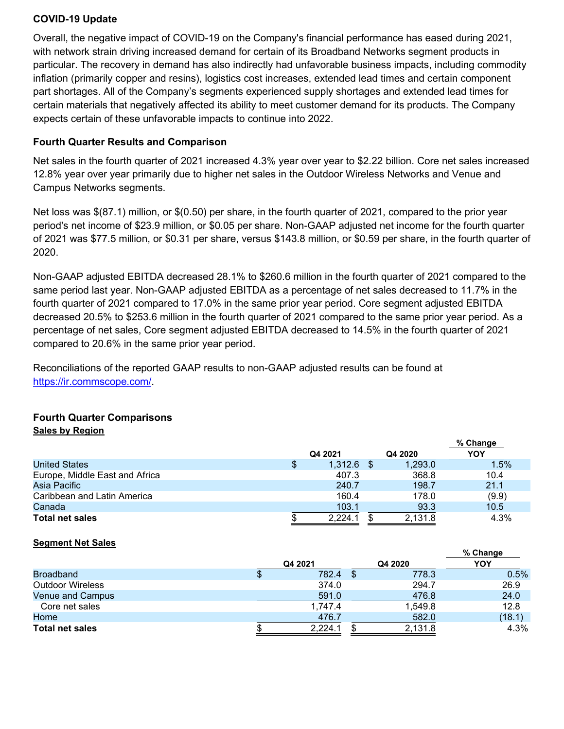### COVID-19 Update

Overall, the negative impact of COVID-19 on the Company's financial performance has eased during 2021, with network strain driving increased demand for certain of its Broadband Networks segment products in particular. The recovery in demand has also indirectly had unfavorable business impacts, including commodity inflation (primarily copper and resins), logistics cost increases, extended lead times and certain component part shortages. All of the Company's segments experienced supply shortages and extended lead times for certain materials that negatively affected its ability to meet customer demand for its products. The Company expects certain of these unfavorable impacts to continue into 2022.

### Fourth Quarter Results and Comparison

Net sales in the fourth quarter of 2021 increased 4.3% year over year to $2.22 billion. Core net sales increased 12.8% year over year primarily due to higher net sales in the Outdoor Wireless Networks and Venue and Campus Networks segments.

Net loss was $(87.1) million, or $(0.50) per share, in the fourth quarter of 2021, compared to the prior year period's net income of $23.9 million, or $0.05 per share. Non-GAAP adjusted net income for the fourth quarter of 2021 was $77.5 million, or $0.31 per share, versus $143.8 million, or $0.59 per share, in the fourth quarter of 2020.

Non-GAAP adjusted EBITDA decreased 28.1% to $260.6 million in the fourth quarter of 2021 compared to the same period last year. Non-GAAP adjusted EBITDA as a percentage of net sales decreased to 11.7% in the fourth quarter of 2021 compared to 17.0% in the same prior year period. Core segment adjusted EBITDA decreased 20.5% to $253.6 million in the fourth quarter of 2021 compared to the same prior year period. As a percentage of net sales, Core segment adjusted EBITDA decreased to 14.5% in the fourth quarter of 2021 compared to 20.6% in the same prior year period.

Reconciliations of the reported GAAP results to non-GAAP adjusted results can be found at https://ir.commscope.com/.

### Fourth Quarter Comparisons

**Sales by Region**

| | Q4 2021 | Q4 2020 | % Change YOY |
|---|---|---|---|
| United States | $ 1,312.6 | $ 1,293.0 | 1.5% |
| Europe, Middle East and Africa | 407.3 | 368.8 | 10.4 |
| Asia Pacific | 240.7 | 198.7 | 21.1 |
| Caribbean and Latin America | 160.4 | 178.0 | (9.9) |
| Canada | 103.1 | 93.3 | 10.5 |
| **Total net sales** | $ 2,224.1 | $ 2,131.8 | 4.3% |

**Segment Net Sales**

| | Q4 2021 | Q4 2020 | % Change YOY |
|---|---|---|---|
| Broadband | $ 782.4 | $ 778.3 | 0.5% |
| Outdoor Wireless | 374.0 | 294.7 | 26.9 |
| Venue and Campus | 591.0 | 476.8 | 24.0 |
| Core net sales | 1,747.4 | 1,549.8 | 12.8 |
| Home | 476.7 | 582.0 | (18.1) |
| **Total net sales** | $ 2,224.1 | $ 2,131.8 | 4.3% |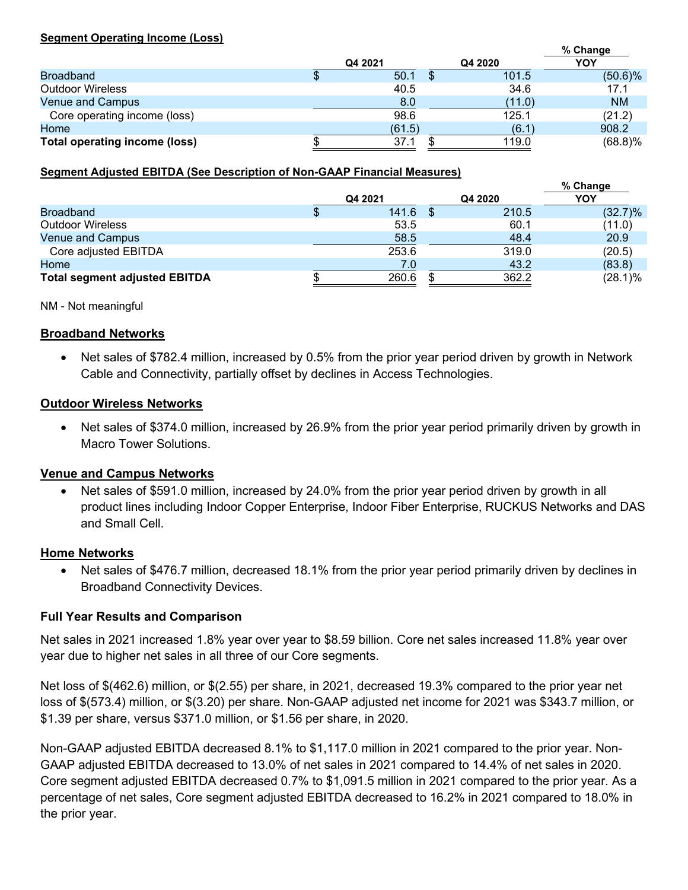**Segment Operating Income (Loss)**

| | Q4 2021 | Q4 2020 | % Change YOY |
|---|---|---|---|
| Broadband | $ 50.1 | $ 101.5 | (50.6)% |
| Outdoor Wireless | 40.5 | 34.6 | 17.1 |
| Venue and Campus | 8.0 | (11.0) | NM |
| Core operating income (loss) | 98.6 | 125.1 | (21.2) |
| Home | (61.5) | (6.1) | 908.2 |
| **Total operating income (loss)** | $ 37.1 | $ 119.0 | (68.8)% |

**Segment Adjusted EBITDA (See Description of Non-GAAP Financial Measures)**

| | Q4 2021 | Q4 2020 | % Change YOY |
|---|---|---|---|
| Broadband | $ 141.6 | $ 210.5 | (32.7)% |
| Outdoor Wireless | 53.5 | 60.1 | (11.0) |
| Venue and Campus | 58.5 | 48.4 | 20.9 |
| Core adjusted EBITDA | 253.6 | 319.0 | (20.5) |
| Home | 7.0 | 43.2 | (83.8) |
| **Total segment adjusted EBITDA** | $ 260.6 | $ 362.2 | (28.1)% |

NM - Not meaningful

**Broadband Networks**

- Net sales of $782.4 million, increased by 0.5% from the prior year period driven by growth in Network Cable and Connectivity, partially offset by declines in Access Technologies.

**Outdoor Wireless Networks**

- Net sales of $374.0 million, increased by 26.9% from the prior year period primarily driven by growth in Macro Tower Solutions.

**Venue and Campus Networks**

- Net sales of $591.0 million, increased by 24.0% from the prior year period driven by growth in all product lines including Indoor Copper Enterprise, Indoor Fiber Enterprise, RUCKUS Networks and DAS and Small Cell.

**Home Networks**

- Net sales of $476.7 million, decreased 18.1% from the prior year period primarily driven by declines in Broadband Connectivity Devices.

**Full Year Results and Comparison**

Net sales in 2021 increased 1.8% year over year to $8.59 billion. Core net sales increased 11.8% year over year due to higher net sales in all three of our Core segments.

Net loss of $(462.6) million, or $(2.55) per share, in 2021, decreased 19.3% compared to the prior year net loss of $(573.4) million, or $(3.20) per share. Non-GAAP adjusted net income for 2021 was $343.7 million, or $1.39 per share, versus $371.0 million, or $1.56 per share, in 2020.

Non-GAAP adjusted EBITDA decreased 8.1% to $1,117.0 million in 2021 compared to the prior year. Non-GAAP adjusted EBITDA decreased to 13.0% of net sales in 2021 compared to 14.4% of net sales in 2020. Core segment adjusted EBITDA decreased 0.7% to $1,091.5 million in 2021 compared to the prior year. As a percentage of net sales, Core segment adjusted EBITDA decreased to 16.2% in 2021 compared to 18.0% in the prior year.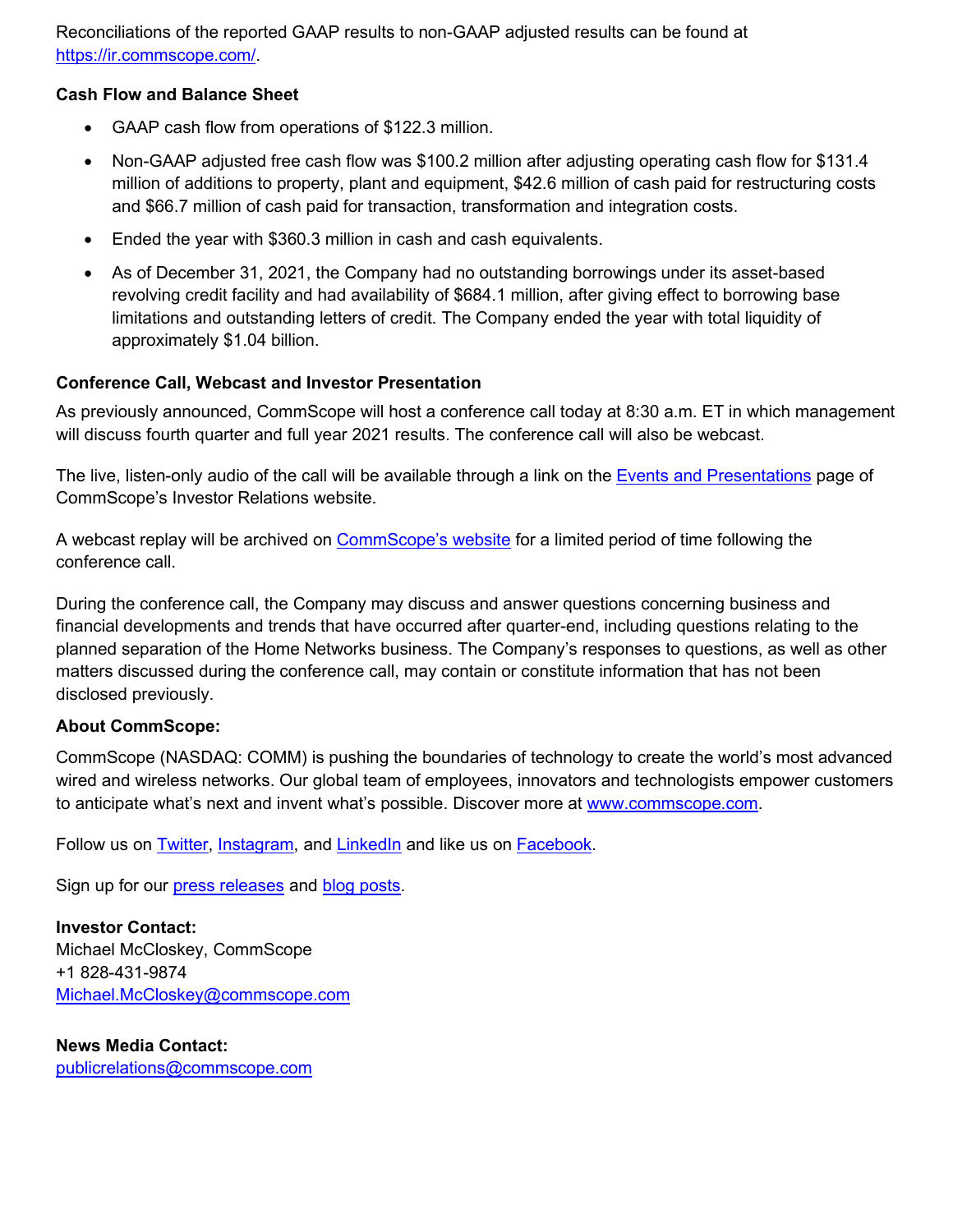Reconciliations of the reported GAAP results to non-GAAP adjusted results can be found at [https://ir.commscope.com/](https://ir.commscope.com/).

**Cash Flow and Balance Sheet**

- GAAP cash flow from operations of $122.3 million.
- Non-GAAP adjusted free cash flow was $100.2 million after adjusting operating cash flow for $131.4 million of additions to property, plant and equipment, $42.6 million of cash paid for restructuring costs and $66.7 million of cash paid for transaction, transformation and integration costs.
- Ended the year with $360.3 million in cash and cash equivalents.
- As of December 31, 2021, the Company had no outstanding borrowings under its asset-based revolving credit facility and had availability of $684.1 million, after giving effect to borrowing base limitations and outstanding letters of credit. The Company ended the year with total liquidity of approximately $1.04 billion.

**Conference Call, Webcast and Investor Presentation**

As previously announced, CommScope will host a conference call today at 8:30 a.m. ET in which management will discuss fourth quarter and full year 2021 results. The conference call will also be webcast.

The live, listen-only audio of the call will be available through a link on the Events and Presentations page of CommScope's Investor Relations website.

A webcast replay will be archived on CommScope's website for a limited period of time following the conference call.

During the conference call, the Company may discuss and answer questions concerning business and financial developments and trends that have occurred after quarter-end, including questions relating to the planned separation of the Home Networks business. The Company's responses to questions, as well as other matters discussed during the conference call, may contain or constitute information that has not been disclosed previously.

**About CommScope:**

CommScope (NASDAQ: COMM) is pushing the boundaries of technology to create the world's most advanced wired and wireless networks. Our global team of employees, innovators and technologists empower customers to anticipate what's next and invent what's possible. Discover more at [www.commscope.com](http://www.commscope.com).

Follow us on Twitter, Instagram, and LinkedIn and like us on Facebook.

Sign up for our press releases and blog posts.

**Investor Contact:**
Michael McCloskey, CommScope
+1 828-431-9874
Michael.McCloskey@commscope.com

**News Media Contact:**
publicrelations@commscope.com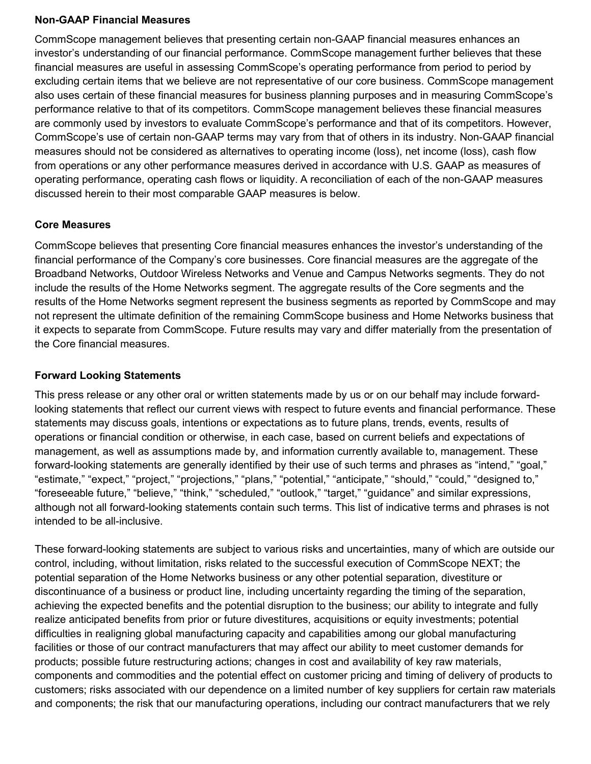**Non-GAAP Financial Measures**

CommScope management believes that presenting certain non-GAAP financial measures enhances an investor's understanding of our financial performance. CommScope management further believes that these financial measures are useful in assessing CommScope's operating performance from period to period by excluding certain items that we believe are not representative of our core business. CommScope management also uses certain of these financial measures for business planning purposes and in measuring CommScope's performance relative to that of its competitors. CommScope management believes these financial measures are commonly used by investors to evaluate CommScope's performance and that of its competitors. However, CommScope's use of certain non-GAAP terms may vary from that of others in its industry. Non-GAAP financial measures should not be considered as alternatives to operating income (loss), net income (loss), cash flow from operations or any other performance measures derived in accordance with U.S. GAAP as measures of operating performance, operating cash flows or liquidity. A reconciliation of each of the non-GAAP measures discussed herein to their most comparable GAAP measures is below.

**Core Measures**

CommScope believes that presenting Core financial measures enhances the investor's understanding of the financial performance of the Company's core businesses. Core financial measures are the aggregate of the Broadband Networks, Outdoor Wireless Networks and Venue and Campus Networks segments. They do not include the results of the Home Networks segment. The aggregate results of the Core segments and the results of the Home Networks segment represent the business segments as reported by CommScope and may not represent the ultimate definition of the remaining CommScope business and Home Networks business that it expects to separate from CommScope. Future results may vary and differ materially from the presentation of the Core financial measures.

**Forward Looking Statements**

This press release or any other oral or written statements made by us or on our behalf may include forward-looking statements that reflect our current views with respect to future events and financial performance. These statements may discuss goals, intentions or expectations as to future plans, trends, events, results of operations or financial condition or otherwise, in each case, based on current beliefs and expectations of management, as well as assumptions made by, and information currently available to, management. These forward-looking statements are generally identified by their use of such terms and phrases as "intend," "goal," "estimate," "expect," "project," "projections," "plans," "potential," "anticipate," "should," "could," "designed to," "foreseeable future," "believe," "think," "scheduled," "outlook," "target," "guidance" and similar expressions, although not all forward-looking statements contain such terms. This list of indicative terms and phrases is not intended to be all-inclusive.

These forward-looking statements are subject to various risks and uncertainties, many of which are outside our control, including, without limitation, risks related to the successful execution of CommScope NEXT; the potential separation of the Home Networks business or any other potential separation, divestiture or discontinuance of a business or product line, including uncertainty regarding the timing of the separation, achieving the expected benefits and the potential disruption to the business; our ability to integrate and fully realize anticipated benefits from prior or future divestitures, acquisitions or equity investments; potential difficulties in realigning global manufacturing capacity and capabilities among our global manufacturing facilities or those of our contract manufacturers that may affect our ability to meet customer demands for products; possible future restructuring actions; changes in cost and availability of key raw materials, components and commodities and the potential effect on customer pricing and timing of delivery of products to customers; risks associated with our dependence on a limited number of key suppliers for certain raw materials and components; the risk that our manufacturing operations, including our contract manufacturers that we rely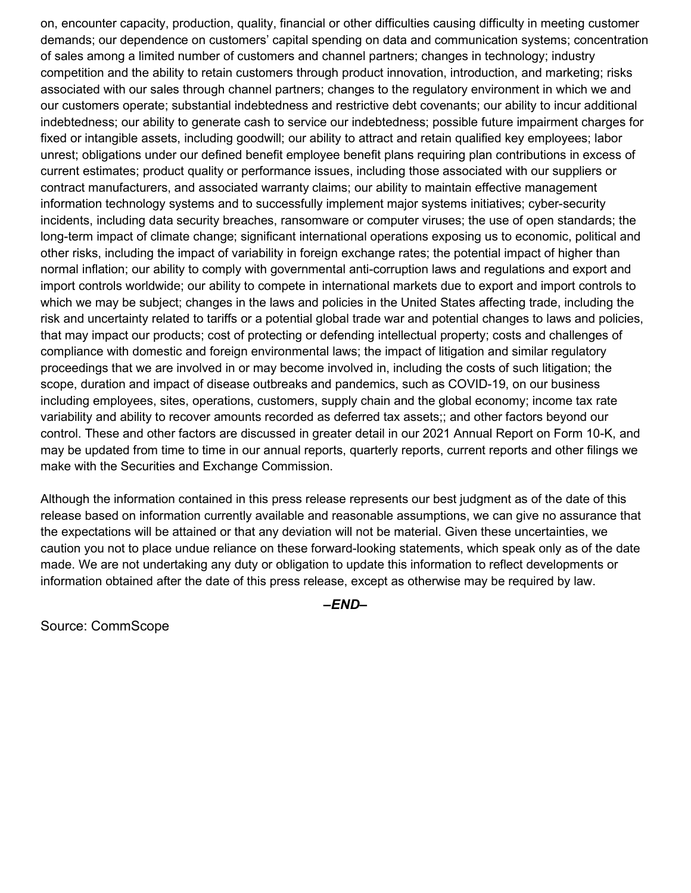on, encounter capacity, production, quality, financial or other difficulties causing difficulty in meeting customer demands; our dependence on customers' capital spending on data and communication systems; concentration of sales among a limited number of customers and channel partners; changes in technology; industry competition and the ability to retain customers through product innovation, introduction, and marketing; risks associated with our sales through channel partners; changes to the regulatory environment in which we and our customers operate; substantial indebtedness and restrictive debt covenants; our ability to incur additional indebtedness; our ability to generate cash to service our indebtedness; possible future impairment charges for fixed or intangible assets, including goodwill; our ability to attract and retain qualified key employees; labor unrest; obligations under our defined benefit employee benefit plans requiring plan contributions in excess of current estimates; product quality or performance issues, including those associated with our suppliers or contract manufacturers, and associated warranty claims; our ability to maintain effective management information technology systems and to successfully implement major systems initiatives; cyber-security incidents, including data security breaches, ransomware or computer viruses; the use of open standards; the long-term impact of climate change; significant international operations exposing us to economic, political and other risks, including the impact of variability in foreign exchange rates; the potential impact of higher than normal inflation; our ability to comply with governmental anti-corruption laws and regulations and export and import controls worldwide; our ability to compete in international markets due to export and import controls to which we may be subject; changes in the laws and policies in the United States affecting trade, including the risk and uncertainty related to tariffs or a potential global trade war and potential changes to laws and policies, that may impact our products; cost of protecting or defending intellectual property; costs and challenges of compliance with domestic and foreign environmental laws; the impact of litigation and similar regulatory proceedings that we are involved in or may become involved in, including the costs of such litigation; the scope, duration and impact of disease outbreaks and pandemics, such as COVID-19, on our business including employees, sites, operations, customers, supply chain and the global economy; income tax rate variability and ability to recover amounts recorded as deferred tax assets;; and other factors beyond our control. These and other factors are discussed in greater detail in our 2021 Annual Report on Form 10-K, and may be updated from time to time in our annual reports, quarterly reports, current reports and other filings we make with the Securities and Exchange Commission.

Although the information contained in this press release represents our best judgment as of the date of this release based on information currently available and reasonable assumptions, we can give no assurance that the expectations will be attained or that any deviation will not be material. Given these uncertainties, we caution you not to place undue reliance on these forward-looking statements, which speak only as of the date made. We are not undertaking any duty or obligation to update this information to reflect developments or information obtained after the date of this press release, except as otherwise may be required by law.

***–END–***

Source: CommScope